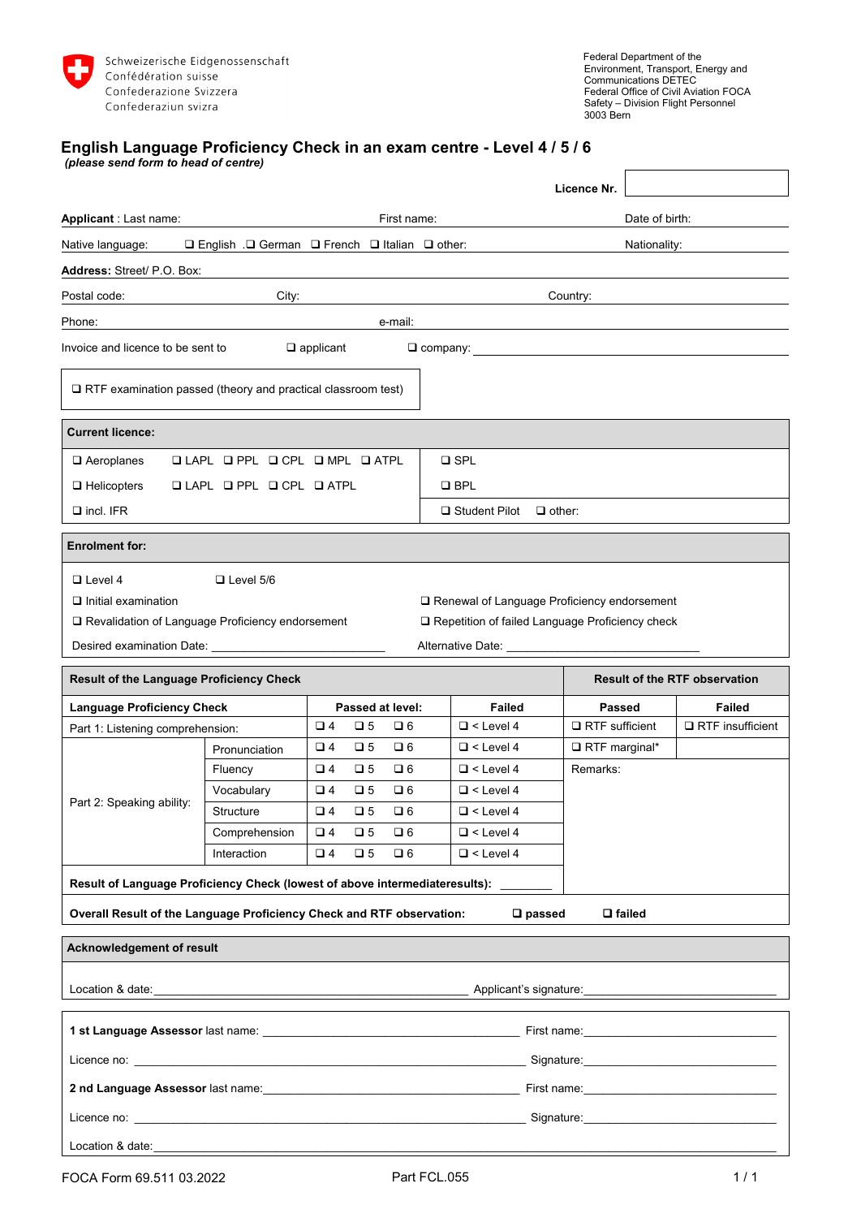Schweizerische Eidgenossenschaft
Confédération suisse
Confederazione Svizzera
Confederaziun svizra

Federal Department of the Environment, Transport, Energy and Communications DETEC
Federal Office of Civil Aviation FOCA
Safety – Division Flight Personnel
3003 Bern

# English Language Proficiency Check in an exam centre - Level 4 / 5 / 6

***(please send form to head of centre)***

**Licence Nr.**

**Applicant** : Last name: First name: Date of birth:

Native language: ❑ English ❑ German ❑ French ❑ Italian ❑ other: Nationality:

**Address:** Street/ P.O. Box:

Postal code: City: Country:

Phone: e-mail:

Invoice and licence to be sent to ❑ applicant ❑ company: ____________________

❑ RTF examination passed (theory and practical classroom test)

| **Current licence:** | |
|---|---|
| ❑ Aeroplanes ❑ LAPL ❑ PPL ❑ CPL ❑ MPL ❑ ATPL | ❑ SPL |
| ❑ Helicopters ❑ LAPL ❑ PPL ❑ CPL ❑ ATPL | ❑ BPL |
| ❑ incl. IFR | ❑ Student Pilot ❑ other: |

| **Enrolment for:** | |
|---|---|
| ❑ Level 4 ❑ Level 5/6 | |
| ❑ Initial examination | ❑ Renewal of Language Proficiency endorsement |
| ❑ Revalidation of Language Proficiency endorsement | ❑ Repetition of failed Language Proficiency check |
| Desired examination Date: ____________________ | Alternative Date: ____________________ |

| **Result of the Language Proficiency Check** | | | | **Result of the RTF observation** | |
|---|---|---|---|---|---|
| **Language Proficiency Check** | | **Passed at level:** | **Failed** | **Passed** | **Failed** |
| Part 1: Listening comprehension: | | ❑ 4 ❑ 5 ❑ 6 | ❑ < Level 4 | ❑ RTF sufficient | ❑ RTF insufficient |
| Part 2: Speaking ability: | Pronunciation | ❑ 4 ❑ 5 ❑ 6 | ❑ < Level 4 | ❑ RTF marginal* | |
| | Fluency | ❑ 4 ❑ 5 ❑ 6 | ❑ < Level 4 | Remarks: | |
| | Vocabulary | ❑ 4 ❑ 5 ❑ 6 | ❑ < Level 4 | | |
| | Structure | ❑ 4 ❑ 5 ❑ 6 | ❑ < Level 4 | | |
| | Comprehension | ❑ 4 ❑ 5 ❑ 6 | ❑ < Level 4 | | |
| | Interaction | ❑ 4 ❑ 5 ❑ 6 | ❑ < Level 4 | | |
| **Result of Language Proficiency Check (lowest of above intermediateresults):** ________ | | | | | |
| **Overall Result of the Language Proficiency Check and RTF observation:** ❑ **passed** ❑ **failed** | | | | | |

**Acknowledgement of result**

Location & date: ____________________ Applicant's signature: ____________________

**1 st Language Assessor** last name: ____________________ First name: ____________________

Licence no: ____________________ Signature: ____________________

**2 nd Language Assessor** last name: ____________________ First name: ____________________

Licence no: ____________________ Signature: ____________________

Location & date: ____________________

FOCA Form 69.511 03.2022 Part FCL.055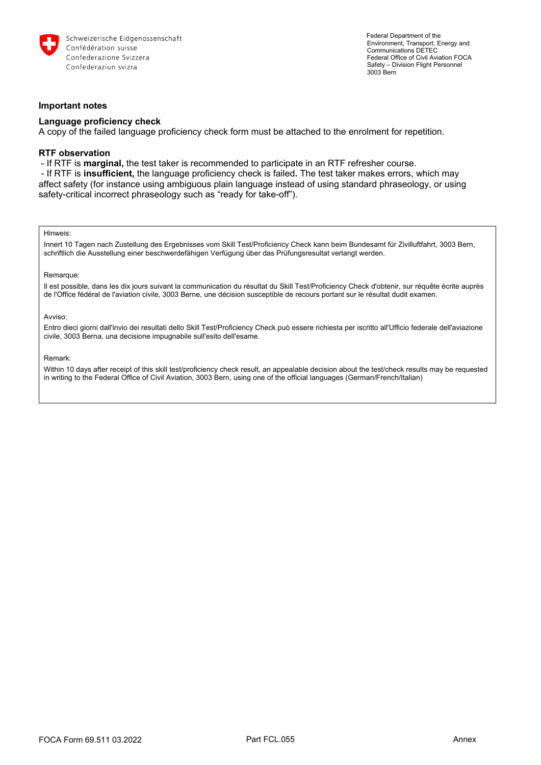Schweizerische Eidgenossenschaft
Confédération suisse
Confederazione Svizzera
Confederaziun svizra

Federal Department of the Environment, Transport, Energy and Communications DETEC
Federal Office of Civil Aviation FOCA
Safety – Division Flight Personnel
3003 Bern

## Important notes

### Language proficiency check

A copy of the failed language proficiency check form must be attached to the enrolment for repetition.

### RTF observation

- If RTF is **marginal,** the test taker is recommended to participate in an RTF refresher course.
- If RTF is **insufficient,** the language proficiency check is failed**.** The test taker makes errors, which may affect safety (for instance using ambiguous plain language instead of using standard phraseology, or using safety-critical incorrect phraseology such as "ready for take-off").

Hinweis:

Innert 10 Tagen nach Zustellung des Ergebnisses vom Skill Test/Proficiency Check kann beim Bundesamt für Zivilluftfahrt, 3003 Bern, schriftlich die Ausstellung einer beschwerdefähigen Verfügung über das Prüfungsresultat verlangt werden.

Remarque:

Il est possible, dans les dix jours suivant la communication du résultat du Skill Test/Proficiency Check d'obtenir, sur réquête écrite auprès de l'Office fédéral de l'aviation civile, 3003 Berne, une décision susceptible de recours portant sur le résultat dudit examen.

Avviso:

Entro dieci giorni dall'invio dei resultati dello Skill Test/Proficiency Check può essere richiesta per iscritto all'Ufficio federale dell'aviazione civile, 3003 Berna, una decisione impugnabile sull'esito dell'esame.

Remark:

Within 10 days after receipt of this skill test/proficiency check result, an appealable decision about the test/check results may be requested in writing to the Federal Office of Civil Aviation, 3003 Bern, using one of the official languages (German/French/Italian)